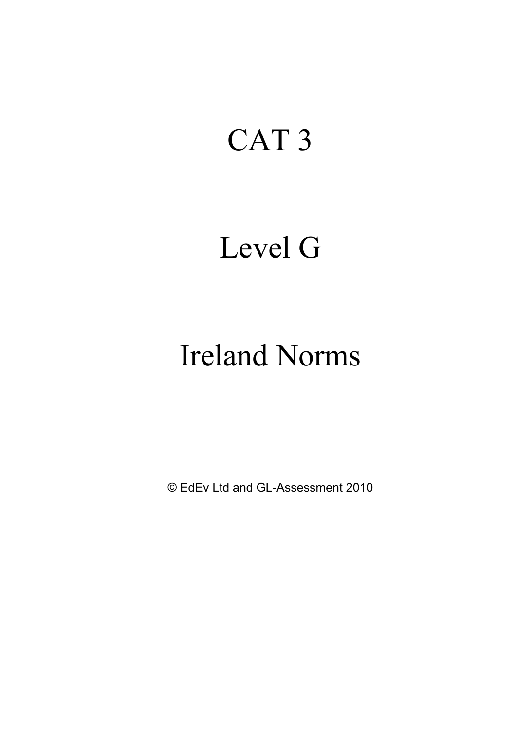# CAT 3

# Level G

# Ireland Norms

© EdEv Ltd and GL-Assessment 2010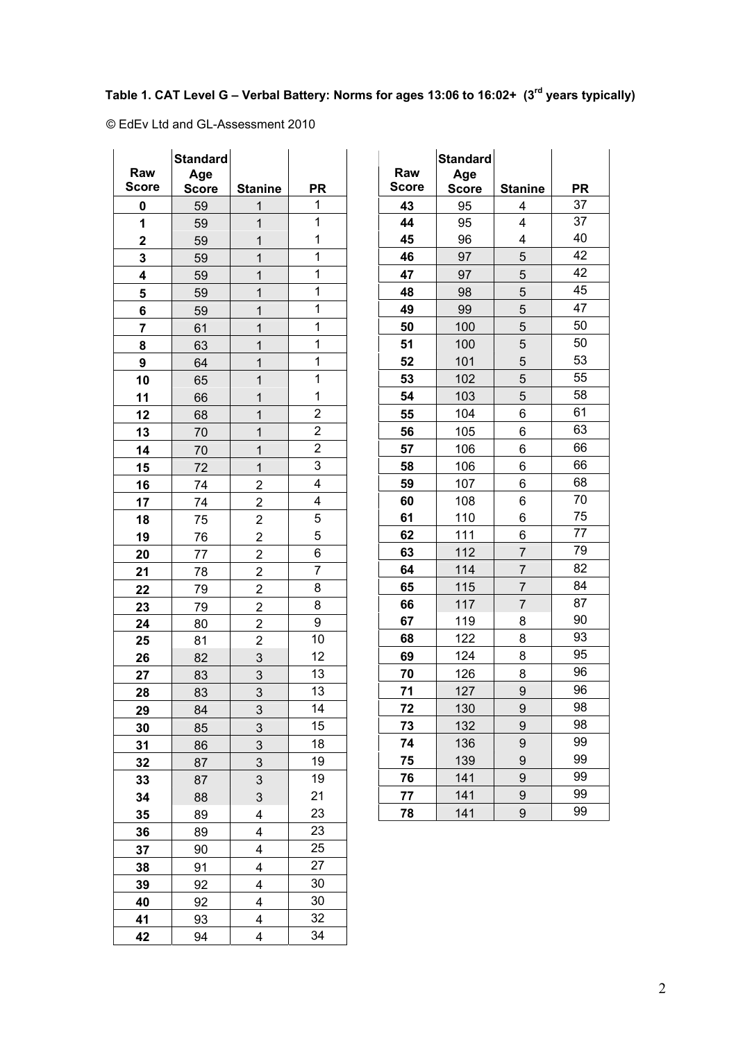**Table 1. CAT Level G – Verbal Battery: Norms for ages 13:06 to 16:02+ (3rd years typically)**

© EdEv Ltd and GL-Assessment 2010

| Raw Score | Standard Age Score | Stanine | PR |
|---|---|---|---|
| 0 | 59 | 1 | 1 |
| 1 | 59 | 1 | 1 |
| 2 | 59 | 1 | 1 |
| 3 | 59 | 1 | 1 |
| 4 | 59 | 1 | 1 |
| 5 | 59 | 1 | 1 |
| 6 | 59 | 1 | 1 |
| 7 | 61 | 1 | 1 |
| 8 | 63 | 1 | 1 |
| 9 | 64 | 1 | 1 |
| 10 | 65 | 1 | 1 |
| 11 | 66 | 1 | 1 |
| 12 | 68 | 1 | 2 |
| 13 | 70 | 1 | 2 |
| 14 | 70 | 1 | 2 |
| 15 | 72 | 1 | 3 |
| 16 | 74 | 2 | 4 |
| 17 | 74 | 2 | 4 |
| 18 | 75 | 2 | 5 |
| 19 | 76 | 2 | 5 |
| 20 | 77 | 2 | 6 |
| 21 | 78 | 2 | 7 |
| 22 | 79 | 2 | 8 |
| 23 | 79 | 2 | 8 |
| 24 | 80 | 2 | 9 |
| 25 | 81 | 2 | 10 |
| 26 | 82 | 3 | 12 |
| 27 | 83 | 3 | 13 |
| 28 | 83 | 3 | 13 |
| 29 | 84 | 3 | 14 |
| 30 | 85 | 3 | 15 |
| 31 | 86 | 3 | 18 |
| 32 | 87 | 3 | 19 |
| 33 | 87 | 3 | 19 |
| 34 | 88 | 3 | 21 |
| 35 | 89 | 4 | 23 |
| 36 | 89 | 4 | 23 |
| 37 | 90 | 4 | 25 |
| 38 | 91 | 4 | 27 |
| 39 | 92 | 4 | 30 |
| 40 | 92 | 4 | 30 |
| 41 | 93 | 4 | 32 |
| 42 | 94 | 4 | 34 |
| 43 | 95 | 4 | 37 |
| 44 | 95 | 4 | 37 |
| 45 | 96 | 4 | 40 |
| 46 | 97 | 5 | 42 |
| 47 | 97 | 5 | 42 |
| 48 | 98 | 5 | 45 |
| 49 | 99 | 5 | 47 |
| 50 | 100 | 5 | 50 |
| 51 | 100 | 5 | 50 |
| 52 | 101 | 5 | 53 |
| 53 | 102 | 5 | 55 |
| 54 | 103 | 5 | 58 |
| 55 | 104 | 6 | 61 |
| 56 | 105 | 6 | 63 |
| 57 | 106 | 6 | 66 |
| 58 | 106 | 6 | 66 |
| 59 | 107 | 6 | 68 |
| 60 | 108 | 6 | 70 |
| 61 | 110 | 6 | 75 |
| 62 | 111 | 6 | 77 |
| 63 | 112 | 7 | 79 |
| 64 | 114 | 7 | 82 |
| 65 | 115 | 7 | 84 |
| 66 | 117 | 7 | 87 |
| 67 | 119 | 8 | 90 |
| 68 | 122 | 8 | 93 |
| 69 | 124 | 8 | 95 |
| 70 | 126 | 8 | 96 |
| 71 | 127 | 9 | 96 |
| 72 | 130 | 9 | 98 |
| 73 | 132 | 9 | 98 |
| 74 | 136 | 9 | 99 |
| 75 | 139 | 9 | 99 |
| 76 | 141 | 9 | 99 |
| 77 | 141 | 9 | 99 |
| 78 | 141 | 9 | 99 |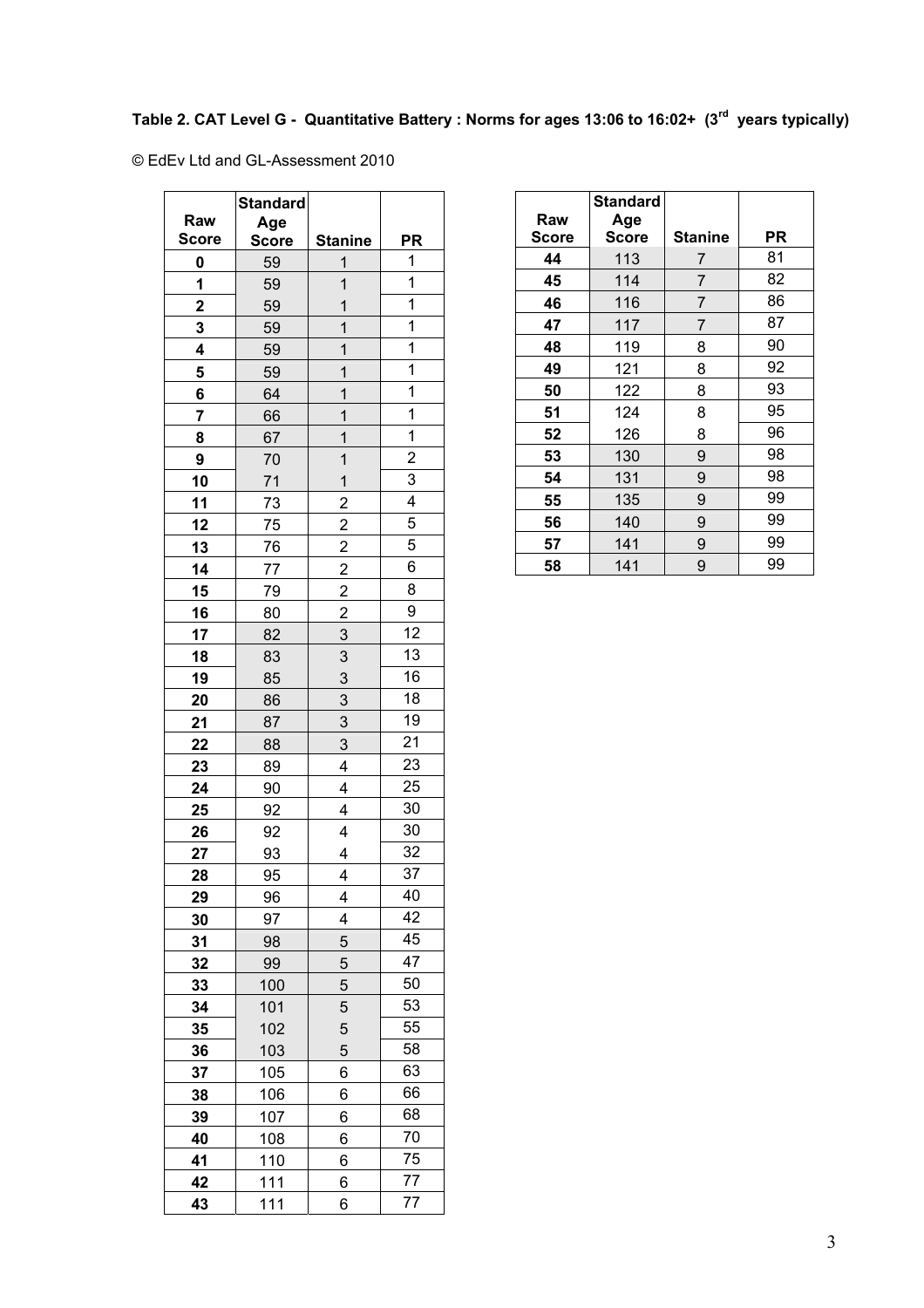**Table 2. CAT Level G - Quantitative Battery : Norms for ages 13:06 to 16:02+ (3rd years typically)**

© EdEv Ltd and GL-Assessment 2010

| Raw Score | Standard Age Score | Stanine | PR |
|---|---|---|---|
| 0 | 59 | 1 | 1 |
| 1 | 59 | 1 | 1 |
| 2 | 59 | 1 | 1 |
| 3 | 59 | 1 | 1 |
| 4 | 59 | 1 | 1 |
| 5 | 59 | 1 | 1 |
| 6 | 64 | 1 | 1 |
| 7 | 66 | 1 | 1 |
| 8 | 67 | 1 | 1 |
| 9 | 70 | 1 | 2 |
| 10 | 71 | 1 | 3 |
| 11 | 73 | 2 | 4 |
| 12 | 75 | 2 | 5 |
| 13 | 76 | 2 | 5 |
| 14 | 77 | 2 | 6 |
| 15 | 79 | 2 | 8 |
| 16 | 80 | 2 | 9 |
| 17 | 82 | 3 | 12 |
| 18 | 83 | 3 | 13 |
| 19 | 85 | 3 | 16 |
| 20 | 86 | 3 | 18 |
| 21 | 87 | 3 | 19 |
| 22 | 88 | 3 | 21 |
| 23 | 89 | 4 | 23 |
| 24 | 90 | 4 | 25 |
| 25 | 92 | 4 | 30 |
| 26 | 92 | 4 | 30 |
| 27 | 93 | 4 | 32 |
| 28 | 95 | 4 | 37 |
| 29 | 96 | 4 | 40 |
| 30 | 97 | 4 | 42 |
| 31 | 98 | 5 | 45 |
| 32 | 99 | 5 | 47 |
| 33 | 100 | 5 | 50 |
| 34 | 101 | 5 | 53 |
| 35 | 102 | 5 | 55 |
| 36 | 103 | 5 | 58 |
| 37 | 105 | 6 | 63 |
| 38 | 106 | 6 | 66 |
| 39 | 107 | 6 | 68 |
| 40 | 108 | 6 | 70 |
| 41 | 110 | 6 | 75 |
| 42 | 111 | 6 | 77 |
| 43 | 111 | 6 | 77 |
| 44 | 113 | 7 | 81 |
| 45 | 114 | 7 | 82 |
| 46 | 116 | 7 | 86 |
| 47 | 117 | 7 | 87 |
| 48 | 119 | 8 | 90 |
| 49 | 121 | 8 | 92 |
| 50 | 122 | 8 | 93 |
| 51 | 124 | 8 | 95 |
| 52 | 126 | 8 | 96 |
| 53 | 130 | 9 | 98 |
| 54 | 131 | 9 | 98 |
| 55 | 135 | 9 | 99 |
| 56 | 140 | 9 | 99 |
| 57 | 141 | 9 | 99 |
| 58 | 141 | 9 | 99 |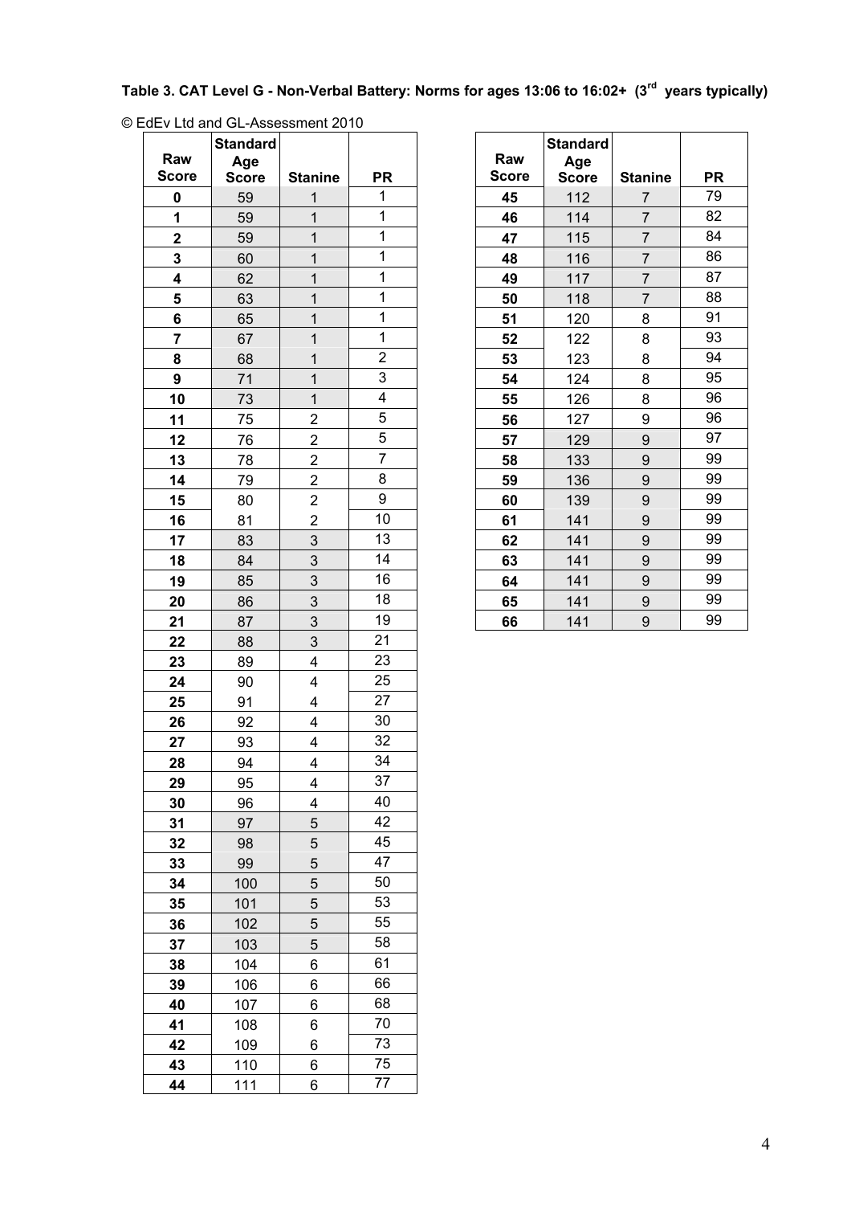**Table 3. CAT Level G - Non-Verbal Battery: Norms for ages 13:06 to 16:02+ (3rd years typically)**

© EdEv Ltd and GL-Assessment 2010

| Raw Score | Standard Age Score | Stanine | PR |
|---|---|---|---|
| 0 | 59 | 1 | 1 |
| 1 | 59 | 1 | 1 |
| 2 | 59 | 1 | 1 |
| 3 | 60 | 1 | 1 |
| 4 | 62 | 1 | 1 |
| 5 | 63 | 1 | 1 |
| 6 | 65 | 1 | 1 |
| 7 | 67 | 1 | 1 |
| 8 | 68 | 1 | 2 |
| 9 | 71 | 1 | 3 |
| 10 | 73 | 1 | 4 |
| 11 | 75 | 2 | 5 |
| 12 | 76 | 2 | 5 |
| 13 | 78 | 2 | 7 |
| 14 | 79 | 2 | 8 |
| 15 | 80 | 2 | 9 |
| 16 | 81 | 2 | 10 |
| 17 | 83 | 3 | 13 |
| 18 | 84 | 3 | 14 |
| 19 | 85 | 3 | 16 |
| 20 | 86 | 3 | 18 |
| 21 | 87 | 3 | 19 |
| 22 | 88 | 3 | 21 |
| 23 | 89 | 4 | 23 |
| 24 | 90 | 4 | 25 |
| 25 | 91 | 4 | 27 |
| 26 | 92 | 4 | 30 |
| 27 | 93 | 4 | 32 |
| 28 | 94 | 4 | 34 |
| 29 | 95 | 4 | 37 |
| 30 | 96 | 4 | 40 |
| 31 | 97 | 5 | 42 |
| 32 | 98 | 5 | 45 |
| 33 | 99 | 5 | 47 |
| 34 | 100 | 5 | 50 |
| 35 | 101 | 5 | 53 |
| 36 | 102 | 5 | 55 |
| 37 | 103 | 5 | 58 |
| 38 | 104 | 6 | 61 |
| 39 | 106 | 6 | 66 |
| 40 | 107 | 6 | 68 |
| 41 | 108 | 6 | 70 |
| 42 | 109 | 6 | 73 |
| 43 | 110 | 6 | 75 |
| 44 | 111 | 6 | 77 |
| 45 | 112 | 7 | 79 |
| 46 | 114 | 7 | 82 |
| 47 | 115 | 7 | 84 |
| 48 | 116 | 7 | 86 |
| 49 | 117 | 7 | 87 |
| 50 | 118 | 7 | 88 |
| 51 | 120 | 8 | 91 |
| 52 | 122 | 8 | 93 |
| 53 | 123 | 8 | 94 |
| 54 | 124 | 8 | 95 |
| 55 | 126 | 8 | 96 |
| 56 | 127 | 9 | 96 |
| 57 | 129 | 9 | 97 |
| 58 | 133 | 9 | 99 |
| 59 | 136 | 9 | 99 |
| 60 | 139 | 9 | 99 |
| 61 | 141 | 9 | 99 |
| 62 | 141 | 9 | 99 |
| 63 | 141 | 9 | 99 |
| 64 | 141 | 9 | 99 |
| 65 | 141 | 9 | 99 |
| 66 | 141 | 9 | 99 |